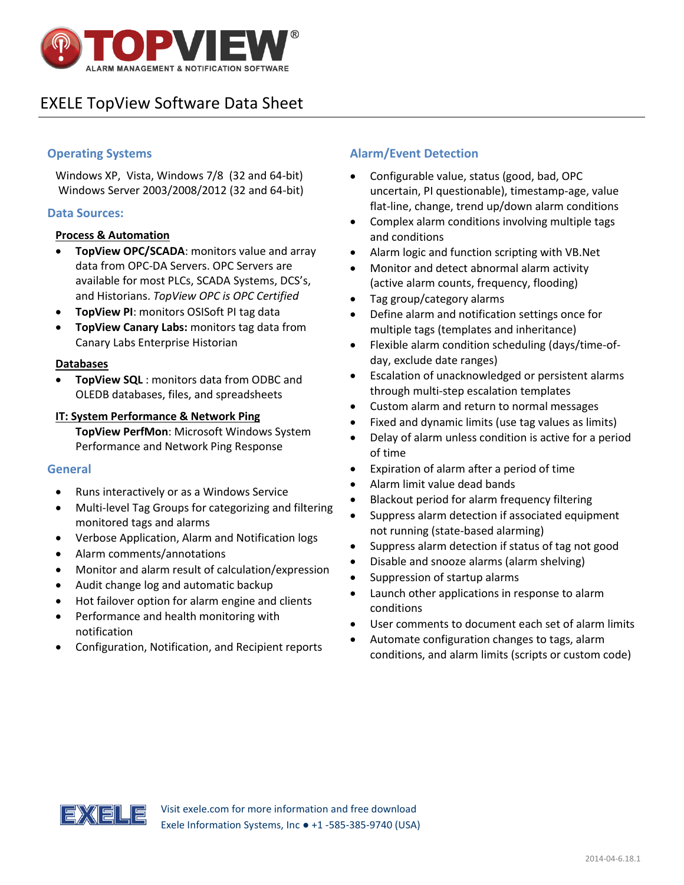# TOPVIEW®

ALARM MANAGEMENT & NOTIFICATION SOFTWARE

## EXELE TopView Software Data Sheet

### Operating Systems

Windows XP, Vista, Windows 7/8 (32 and 64-bit)
Windows Server 2003/2008/2012 (32 and 64-bit)

### Data Sources:

**Process & Automation**

- **TopView OPC/SCADA**: monitors value and array data from OPC-DA Servers. OPC Servers are available for most PLCs, SCADA Systems, DCS's, and Historians. *TopView OPC is OPC Certified*
- **TopView PI**: monitors OSISoft PI tag data
- **TopView Canary Labs:** monitors tag data from Canary Labs Enterprise Historian

**Databases**

- **TopView SQL** : monitors data from ODBC and OLEDB databases, files, and spreadsheets

**IT: System Performance & Network Ping**

**TopView PerfMon**: Microsoft Windows System Performance and Network Ping Response

### General

- Runs interactively or as a Windows Service
- Multi-level Tag Groups for categorizing and filtering monitored tags and alarms
- Verbose Application, Alarm and Notification logs
- Alarm comments/annotations
- Monitor and alarm result of calculation/expression
- Audit change log and automatic backup
- Hot failover option for alarm engine and clients
- Performance and health monitoring with notification
- Configuration, Notification, and Recipient reports

### Alarm/Event Detection

- Configurable value, status (good, bad, OPC uncertain, PI questionable), timestamp-age, value flat-line, change, trend up/down alarm conditions
- Complex alarm conditions involving multiple tags and conditions
- Alarm logic and function scripting with VB.Net
- Monitor and detect abnormal alarm activity (active alarm counts, frequency, flooding)
- Tag group/category alarms
- Define alarm and notification settings once for multiple tags (templates and inheritance)
- Flexible alarm condition scheduling (days/time-of-day, exclude date ranges)
- Escalation of unacknowledged or persistent alarms through multi-step escalation templates
- Custom alarm and return to normal messages
- Fixed and dynamic limits (use tag values as limits)
- Delay of alarm unless condition is active for a period of time
- Expiration of alarm after a period of time
- Alarm limit value dead bands
- Blackout period for alarm frequency filtering
- Suppress alarm detection if associated equipment not running (state-based alarming)
- Suppress alarm detection if status of tag not good
- Disable and snooze alarms (alarm shelving)
- Suppression of startup alarms
- Launch other applications in response to alarm conditions
- User comments to document each set of alarm limits
- Automate configuration changes to tags, alarm conditions, and alarm limits (scripts or custom code)

EXELE

Visit exele.com for more information and free download
Exele Information Systems, Inc ● +1 -585-385-9740 (USA)

2014-04-6.18.1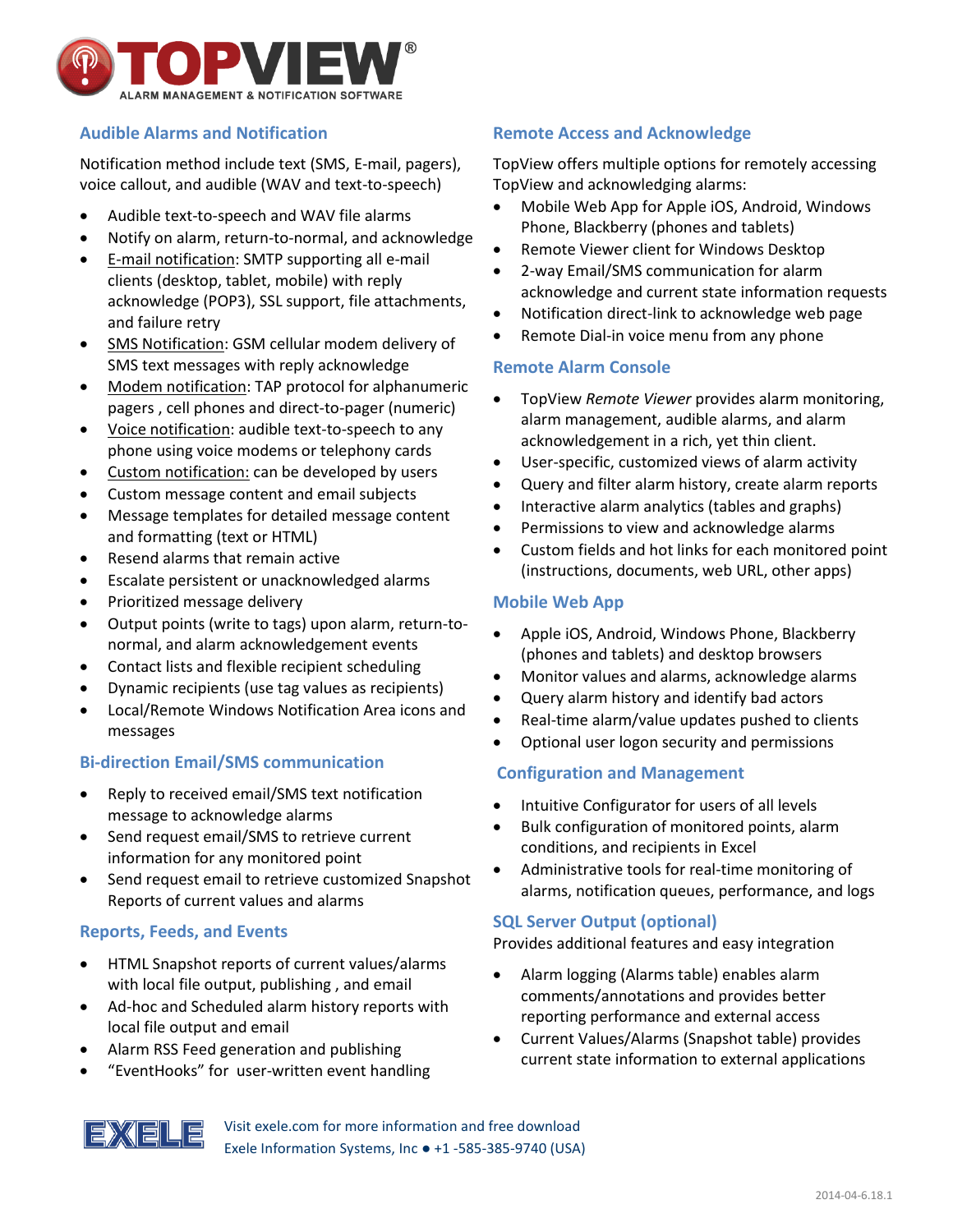# TOPVIEW®

ALARM MANAGEMENT & NOTIFICATION SOFTWARE

## Audible Alarms and Notification

Notification method include text (SMS, E-mail, pagers), voice callout, and audible (WAV and text-to-speech)

- Audible text-to-speech and WAV file alarms
- Notify on alarm, return-to-normal, and acknowledge
- E-mail notification: SMTP supporting all e-mail clients (desktop, tablet, mobile) with reply acknowledge (POP3), SSL support, file attachments, and failure retry
- SMS Notification: GSM cellular modem delivery of SMS text messages with reply acknowledge
- Modem notification: TAP protocol for alphanumeric pagers , cell phones and direct-to-pager (numeric)
- Voice notification: audible text-to-speech to any phone using voice modems or telephony cards
- Custom notification: can be developed by users
- Custom message content and email subjects
- Message templates for detailed message content and formatting (text or HTML)
- Resend alarms that remain active
- Escalate persistent or unacknowledged alarms
- Prioritized message delivery
- Output points (write to tags) upon alarm, return-to-normal, and alarm acknowledgement events
- Contact lists and flexible recipient scheduling
- Dynamic recipients (use tag values as recipients)
- Local/Remote Windows Notification Area icons and messages

## Bi-direction Email/SMS communication

- Reply to received email/SMS text notification message to acknowledge alarms
- Send request email/SMS to retrieve current information for any monitored point
- Send request email to retrieve customized Snapshot Reports of current values and alarms

## Reports, Feeds, and Events

- HTML Snapshot reports of current values/alarms with local file output, publishing , and email
- Ad-hoc and Scheduled alarm history reports with local file output and email
- Alarm RSS Feed generation and publishing
- "EventHooks" for user-written event handling

## Remote Access and Acknowledge

TopView offers multiple options for remotely accessing TopView and acknowledging alarms:

- Mobile Web App for Apple iOS, Android, Windows Phone, Blackberry (phones and tablets)
- Remote Viewer client for Windows Desktop
- 2-way Email/SMS communication for alarm acknowledge and current state information requests
- Notification direct-link to acknowledge web page
- Remote Dial-in voice menu from any phone

## Remote Alarm Console

- TopView *Remote Viewer* provides alarm monitoring, alarm management, audible alarms, and alarm acknowledgement in a rich, yet thin client.
- User-specific, customized views of alarm activity
- Query and filter alarm history, create alarm reports
- Interactive alarm analytics (tables and graphs)
- Permissions to view and acknowledge alarms
- Custom fields and hot links for each monitored point (instructions, documents, web URL, other apps)

## Mobile Web App

- Apple iOS, Android, Windows Phone, Blackberry (phones and tablets) and desktop browsers
- Monitor values and alarms, acknowledge alarms
- Query alarm history and identify bad actors
- Real-time alarm/value updates pushed to clients
- Optional user logon security and permissions

## Configuration and Management

- Intuitive Configurator for users of all levels
- Bulk configuration of monitored points, alarm conditions, and recipients in Excel
- Administrative tools for real-time monitoring of alarms, notification queues, performance, and logs

## SQL Server Output (optional)

Provides additional features and easy integration

- Alarm logging (Alarms table) enables alarm comments/annotations and provides better reporting performance and external access
- Current Values/Alarms (Snapshot table) provides current state information to external applications

EXELE

Visit exele.com for more information and free download
Exele Information Systems, Inc ● +1 -585-385-9740 (USA)

2014-04-6.18.1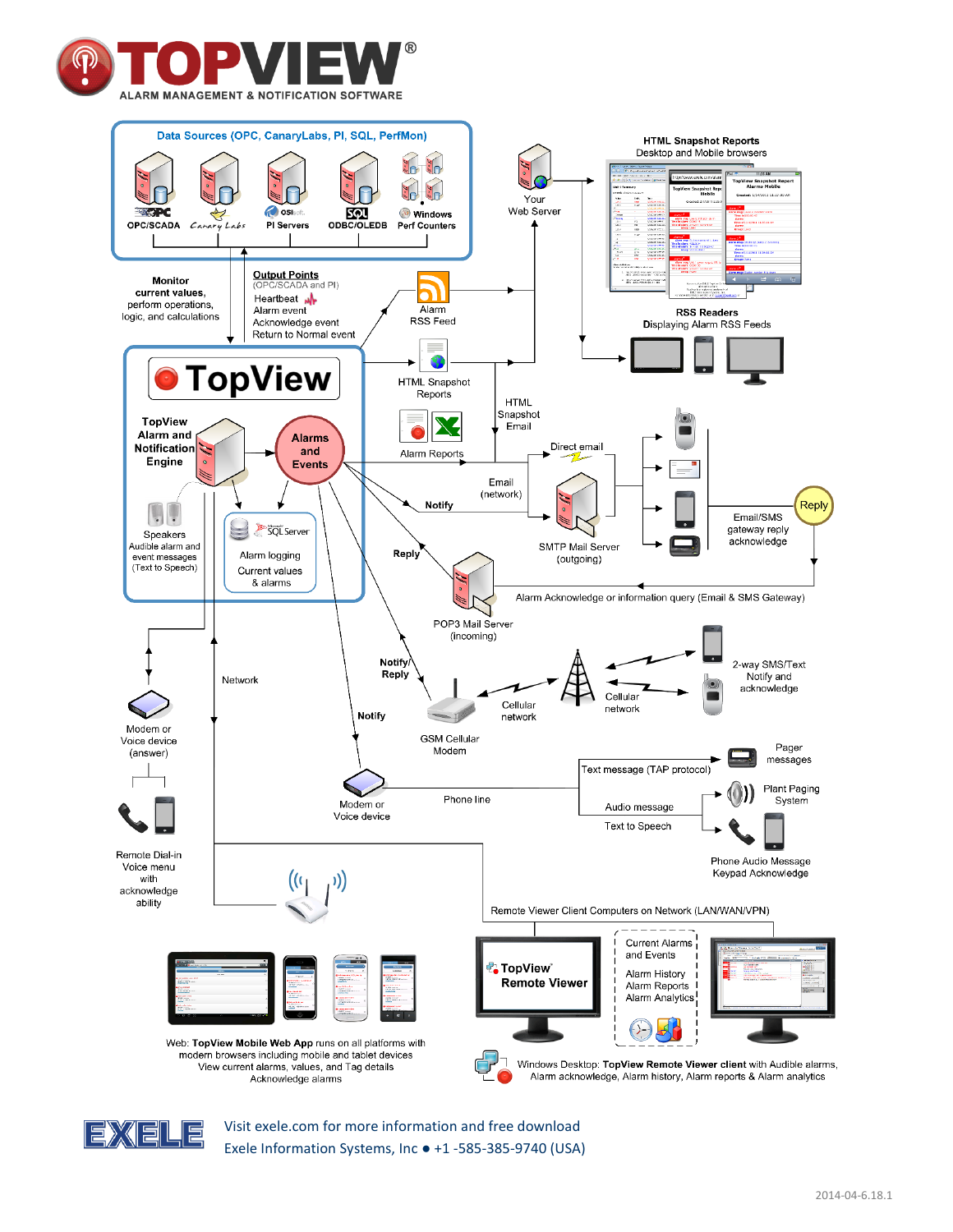# TOPVIEW®

ALARM MANAGEMENT & NOTIFICATION SOFTWARE

Data Sources (OPC, CanaryLabs, PI, SQL, PerfMon)

OPC/SCADA
Canary Labs
PI Servers
ODBC/OLEDB
Windows Perf Counters

Monitor current values, perform operations, logic, and calculations

Output Points
(OPC/SCADA and PI)
Heartbeat
Alarm event
Acknowledge event
Return to Normal event

Alarm RSS Feed

Your Web Server

HTML Snapshot Reports
Desktop and Mobile browsers

RSS Readers
Displaying Alarm RSS Feeds

TopView

TopView Alarm and Notification Engine

Alarms and Events

Speakers
Audible alarm and event messages
(Text to Speech)

SQL Server
Alarm logging
Current values & alarms

HTML Snapshot Reports

Alarm Reports

HTML Snapshot Email

Direct email

Email (network)

Notify

SMTP Mail Server (outgoing)

Reply

Email/SMS gateway reply acknowledge

Reply

POP3 Mail Server (incoming)

Alarm Acknowledge or information query (Email & SMS Gateway)

Network

Notify/ Reply

Notify

GSM Cellular Modem

Cellular network

Cellular network

2-way SMS/Text Notify and acknowledge

Modem or Voice device (answer)

Modem or Voice device

Phone line

Text message (TAP protocol)

Pager messages

Audio message

Plant Paging System

Text to Speech

Phone Audio Message Keypad Acknowledge

Remote Dial-in Voice menu with acknowledge ability

Remote Viewer Client Computers on Network (LAN/WAN/VPN)

TopView® Remote Viewer

Current Alarms and Events
Alarm History
Alarm Reports
Alarm Analytics

Web: **TopView Mobile Web App** runs on all platforms with modern browsers including mobile and tablet devices
View current alarms, values, and Tag details
Acknowledge alarms

Windows Desktop: **TopView Remote Viewer client** with Audible alarms, Alarm acknowledge, Alarm history, Alarm reports & Alarm analytics

EXELE

Visit exele.com for more information and free download
Exele Information Systems, Inc ● +1 -585-385-9740 (USA)

2014-04-6.18.1